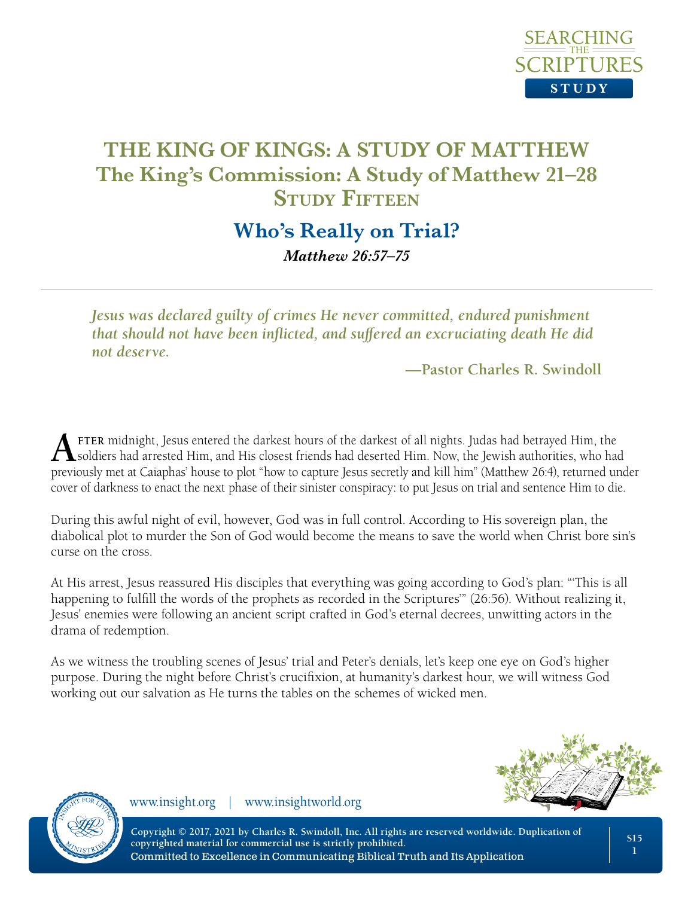# THE KING OF KINGS: A STUDY OF MATTHEW
## The King's Commission: A Study of Matthew 21–28
### Study Fifteen

## Who's Really on Trial?

***Matthew 26:57–75***

> *Jesus was declared guilty of crimes He never committed, endured punishment that should not have been inflicted, and suffered an excruciating death He did not deserve.*
>
> **—Pastor Charles R. Swindoll**

After midnight, Jesus entered the darkest hours of the darkest of all nights. Judas had betrayed Him, the soldiers had arrested Him, and His closest friends had deserted Him. Now, the Jewish authorities, who had previously met at Caiaphas' house to plot "how to capture Jesus secretly and kill him" (Matthew 26:4), returned under cover of darkness to enact the next phase of their sinister conspiracy: to put Jesus on trial and sentence Him to die.

During this awful night of evil, however, God was in full control. According to His sovereign plan, the diabolical plot to murder the Son of God would become the means to save the world when Christ bore sin's curse on the cross.

At His arrest, Jesus reassured His disciples that everything was going according to God's plan: "'This is all happening to fulfill the words of the prophets as recorded in the Scriptures'" (26:56). Without realizing it, Jesus' enemies were following an ancient script crafted in God's eternal decrees, unwitting actors in the drama of redemption.

As we witness the troubling scenes of Jesus' trial and Peter's denials, let's keep one eye on God's higher purpose. During the night before Christ's crucifixion, at humanity's darkest hour, we will witness God working out our salvation as He turns the tables on the schemes of wicked men.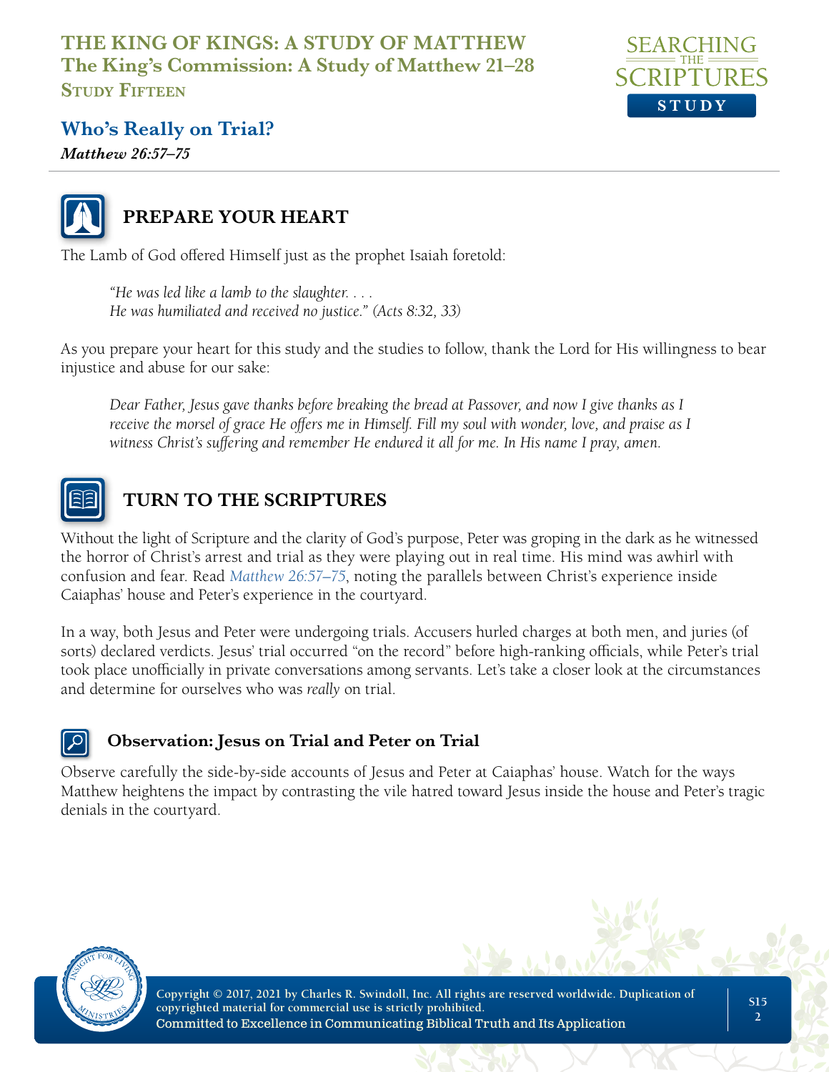# THE KING OF KINGS: A STUDY OF MATTHEW
## The King's Commission: A Study of Matthew 21–28
### Study Fifteen

## Who's Really on Trial?

***Matthew 26:57–75***

## PREPARE YOUR HEART

The Lamb of God offered Himself just as the prophet Isaiah foretold:

> *"He was led like a lamb to the slaughter. . . .*
> *He was humiliated and received no justice." (Acts 8:32, 33)*

As you prepare your heart for this study and the studies to follow, thank the Lord for His willingness to bear injustice and abuse for our sake:

> *Dear Father, Jesus gave thanks before breaking the bread at Passover, and now I give thanks as I receive the morsel of grace He offers me in Himself. Fill my soul with wonder, love, and praise as I witness Christ's suffering and remember He endured it all for me. In His name I pray, amen.*

## TURN TO THE SCRIPTURES

Without the light of Scripture and the clarity of God's purpose, Peter was groping in the dark as he witnessed the horror of Christ's arrest and trial as they were playing out in real time. His mind was awhirl with confusion and fear. Read *Matthew 26:57–75*, noting the parallels between Christ's experience inside Caiaphas' house and Peter's experience in the courtyard.

In a way, both Jesus and Peter were undergoing trials. Accusers hurled charges at both men, and juries (of sorts) declared verdicts. Jesus' trial occurred "on the record" before high-ranking officials, while Peter's trial took place unofficially in private conversations among servants. Let's take a closer look at the circumstances and determine for ourselves who was *really* on trial.

### Observation: Jesus on Trial and Peter on Trial

Observe carefully the side-by-side accounts of Jesus and Peter at Caiaphas' house. Watch for the ways Matthew heightens the impact by contrasting the vile hatred toward Jesus inside the house and Peter's tragic denials in the courtyard.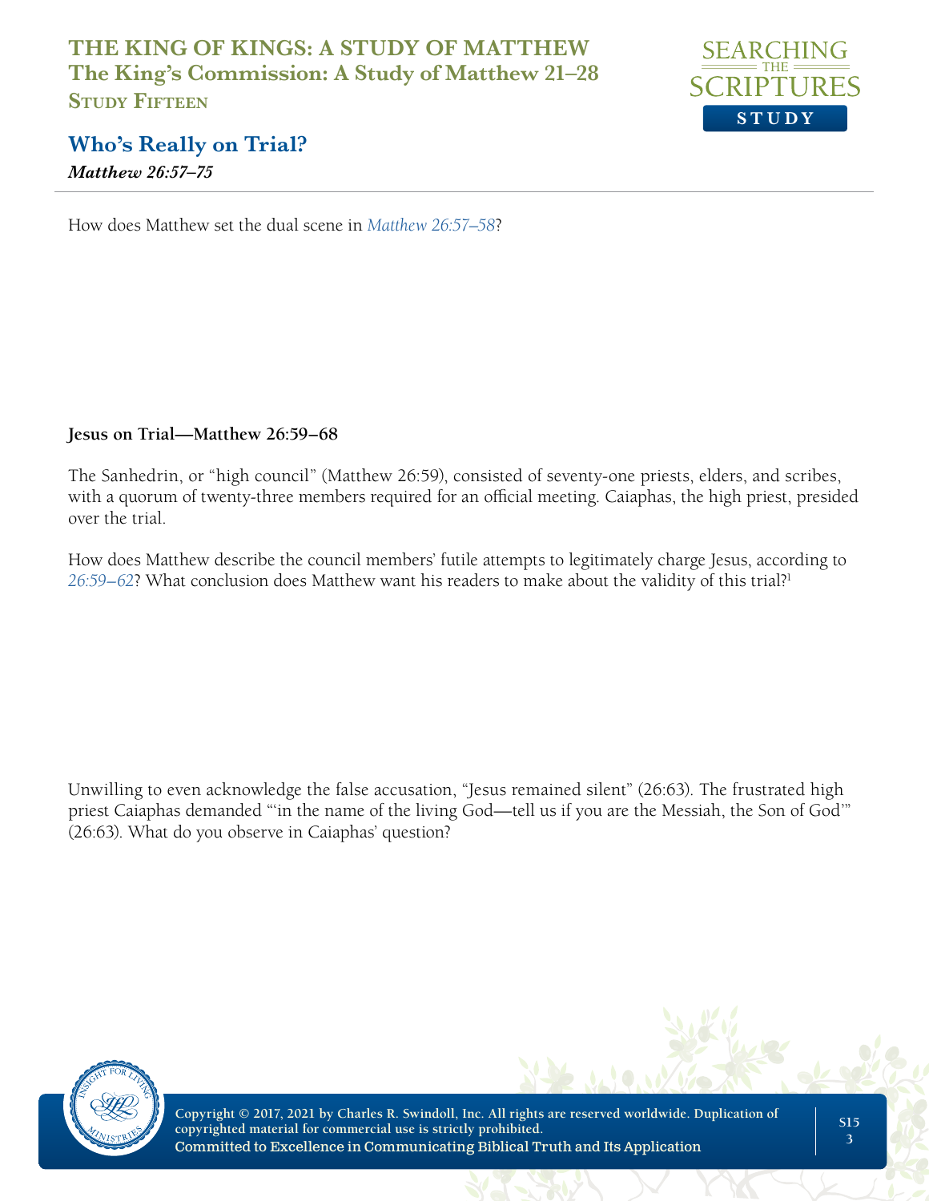## Who's Really on Trial?

***Matthew 26:57–75***

How does Matthew set the dual scene in *Matthew 26:57–58*?

**Jesus on Trial—Matthew 26:59–68**

The Sanhedrin, or "high council" (Matthew 26:59), consisted of seventy-one priests, elders, and scribes, with a quorum of twenty-three members required for an official meeting. Caiaphas, the high priest, presided over the trial.

How does Matthew describe the council members' futile attempts to legitimately charge Jesus, according to *26:59–62*? What conclusion does Matthew want his readers to make about the validity of this trial?[1]

Unwilling to even acknowledge the false accusation, "Jesus remained silent" (26:63). The frustrated high priest Caiaphas demanded "'in the name of the living God—tell us if you are the Messiah, the Son of God'" (26:63). What do you observe in Caiaphas' question?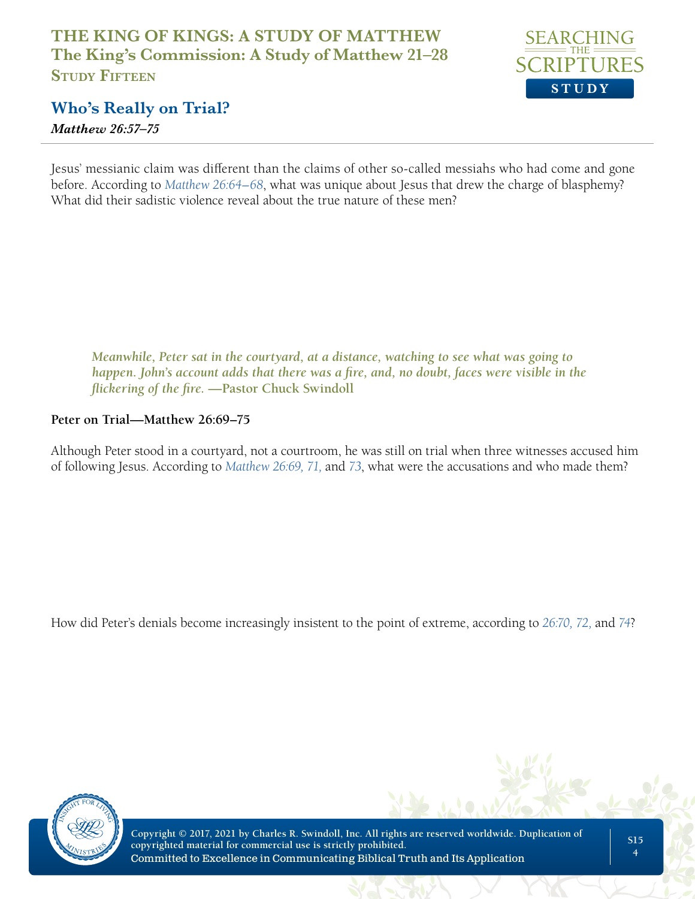Jesus' messianic claim was different than the claims of other so-called messiahs who had come and gone before. According to *Matthew 26:64–68*, what was unique about Jesus that drew the charge of blasphemy? What did their sadistic violence reveal about the true nature of these men?

> ***Meanwhile, Peter sat in the courtyard, at a distance, watching to see what was going to happen. John's account adds that there was a fire, and, no doubt, faces were visible in the flickering of the fire.* —Pastor Chuck Swindoll**

**Peter on Trial—Matthew 26:69–75**

Although Peter stood in a courtyard, not a courtroom, he was still on trial when three witnesses accused him of following Jesus. According to *Matthew 26:69, 71,* and *73*, what were the accusations and who made them?

How did Peter's denials become increasingly insistent to the point of extreme, according to *26:70, 72,* and *74*?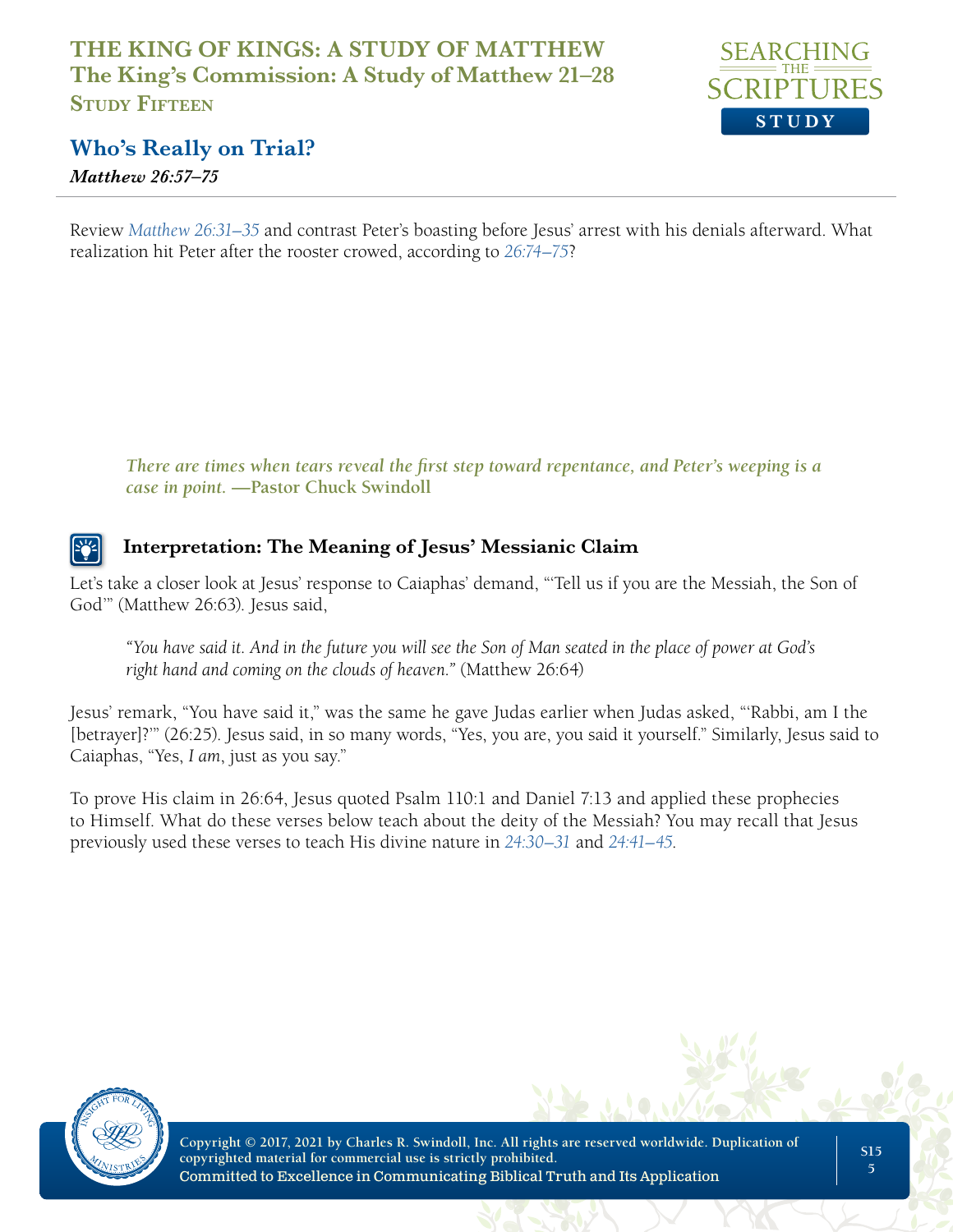Review *Matthew 26:31–35* and contrast Peter's boasting before Jesus' arrest with his denials afterward. What realization hit Peter after the rooster crowed, according to *26:74–75*?

> ***There are times when tears reveal the first step toward repentance, and Peter's weeping is a case in point.* —Pastor Chuck Swindoll**

### Interpretation: The Meaning of Jesus' Messianic Claim

Let's take a closer look at Jesus' response to Caiaphas' demand, "'Tell us if you are the Messiah, the Son of God'" (Matthew 26:63). Jesus said,

> *"You have said it. And in the future you will see the Son of Man seated in the place of power at God's right hand and coming on the clouds of heaven."* (Matthew 26:64)

Jesus' remark, "You have said it," was the same he gave Judas earlier when Judas asked, "'Rabbi, am I the [betrayer]?'" (26:25). Jesus said, in so many words, "Yes, you are, you said it yourself." Similarly, Jesus said to Caiaphas, "Yes, *I am*, just as you say."

To prove His claim in 26:64, Jesus quoted Psalm 110:1 and Daniel 7:13 and applied these prophecies to Himself. What do these verses below teach about the deity of the Messiah? You may recall that Jesus previously used these verses to teach His divine nature in *24:30–31* and *24:41–45*.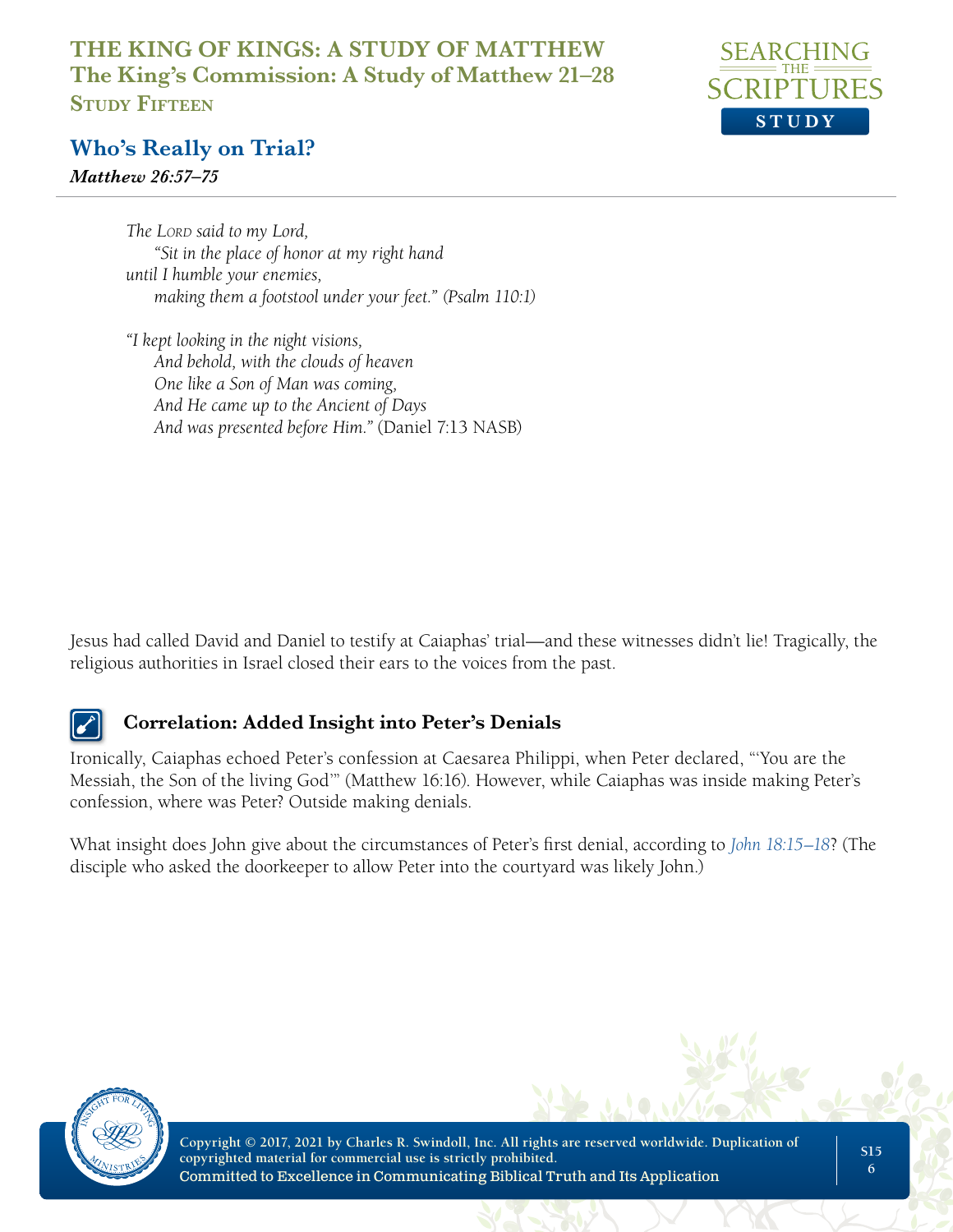*The* Lord *said to my Lord,*
*"Sit in the place of honor at my right hand*
*until I humble your enemies,*
*making them a footstool under your feet." (Psalm 110:1)*

*"I kept looking in the night visions,*
*And behold, with the clouds of heaven*
*One like a Son of Man was coming,*
*And He came up to the Ancient of Days*
*And was presented before Him."* (Daniel 7:13 NASB)

Jesus had called David and Daniel to testify at Caiaphas' trial—and these witnesses didn't lie! Tragically, the religious authorities in Israel closed their ears to the voices from the past.

### Correlation: Added Insight into Peter's Denials

Ironically, Caiaphas echoed Peter's confession at Caesarea Philippi, when Peter declared, "'You are the Messiah, the Son of the living God'" (Matthew 16:16). However, while Caiaphas was inside making Peter's confession, where was Peter? Outside making denials.

What insight does John give about the circumstances of Peter's first denial, according to *John 18:15–18*? (The disciple who asked the doorkeeper to allow Peter into the courtyard was likely John.)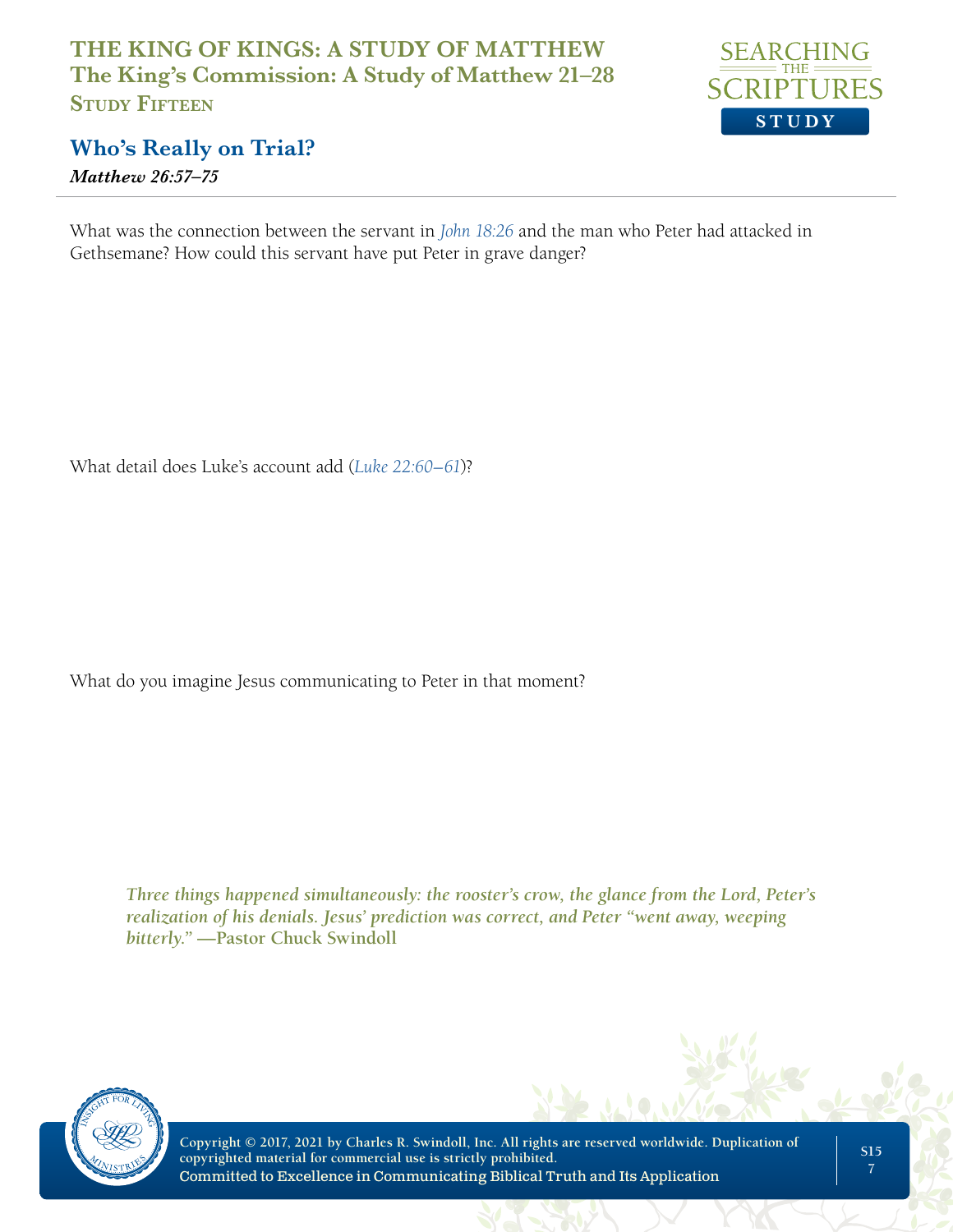What was the connection between the servant in *John 18:26* and the man who Peter had attacked in Gethsemane? How could this servant have put Peter in grave danger?

What detail does Luke's account add (*Luke 22:60–61*)?

What do you imagine Jesus communicating to Peter in that moment?

> *Three things happened simultaneously: the rooster's crow, the glance from the Lord, Peter's realization of his denials. Jesus' prediction was correct, and Peter "went away, weeping bitterly."* **—Pastor Chuck Swindoll**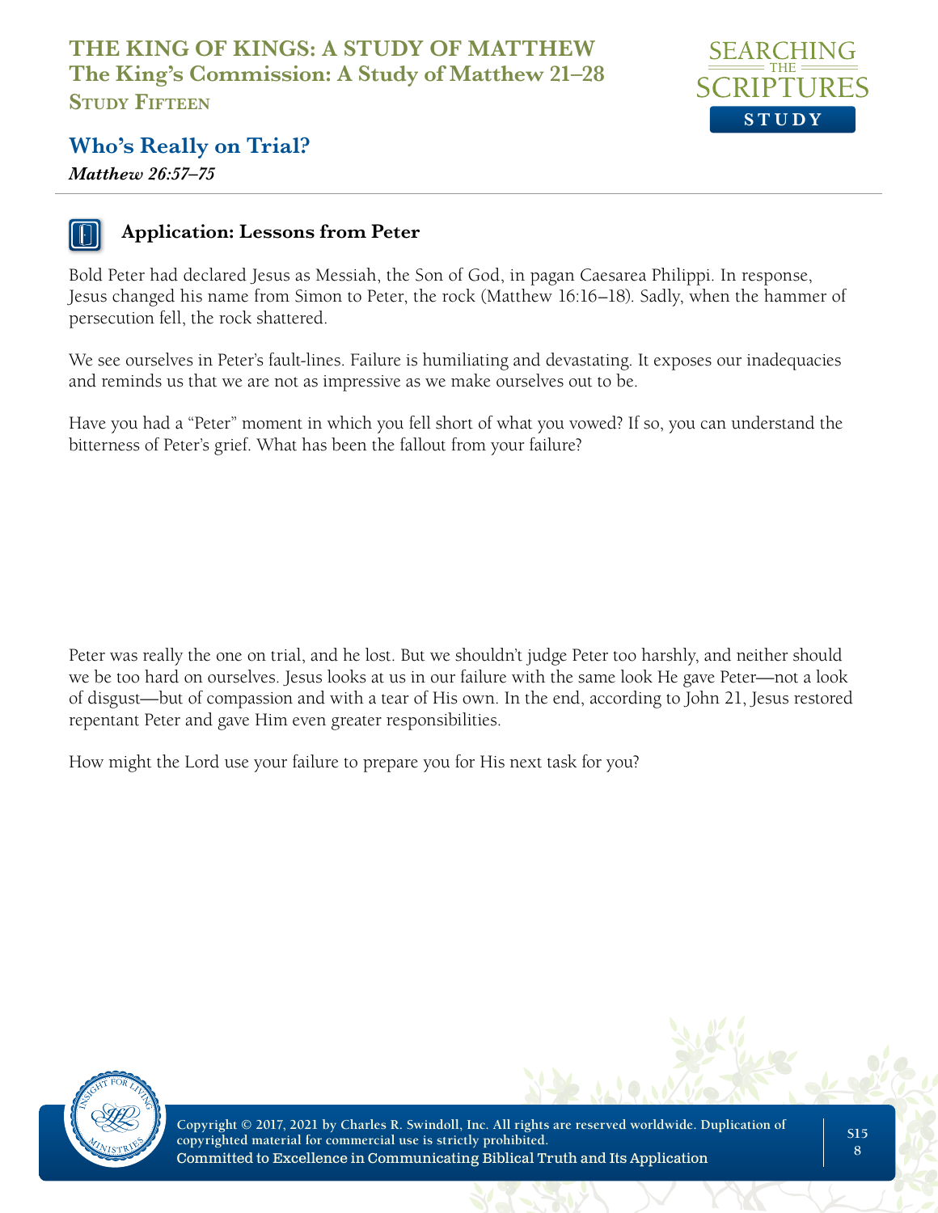## Application: Lessons from Peter

Bold Peter had declared Jesus as Messiah, the Son of God, in pagan Caesarea Philippi. In response, Jesus changed his name from Simon to Peter, the rock (Matthew 16:16–18). Sadly, when the hammer of persecution fell, the rock shattered.

We see ourselves in Peter's fault-lines. Failure is humiliating and devastating. It exposes our inadequacies and reminds us that we are not as impressive as we make ourselves out to be.

Have you had a "Peter" moment in which you fell short of what you vowed? If so, you can understand the bitterness of Peter's grief. What has been the fallout from your failure?

Peter was really the one on trial, and he lost. But we shouldn't judge Peter too harshly, and neither should we be too hard on ourselves. Jesus looks at us in our failure with the same look He gave Peter—not a look of disgust—but of compassion and with a tear of His own. In the end, according to John 21, Jesus restored repentant Peter and gave Him even greater responsibilities.

How might the Lord use your failure to prepare you for His next task for you?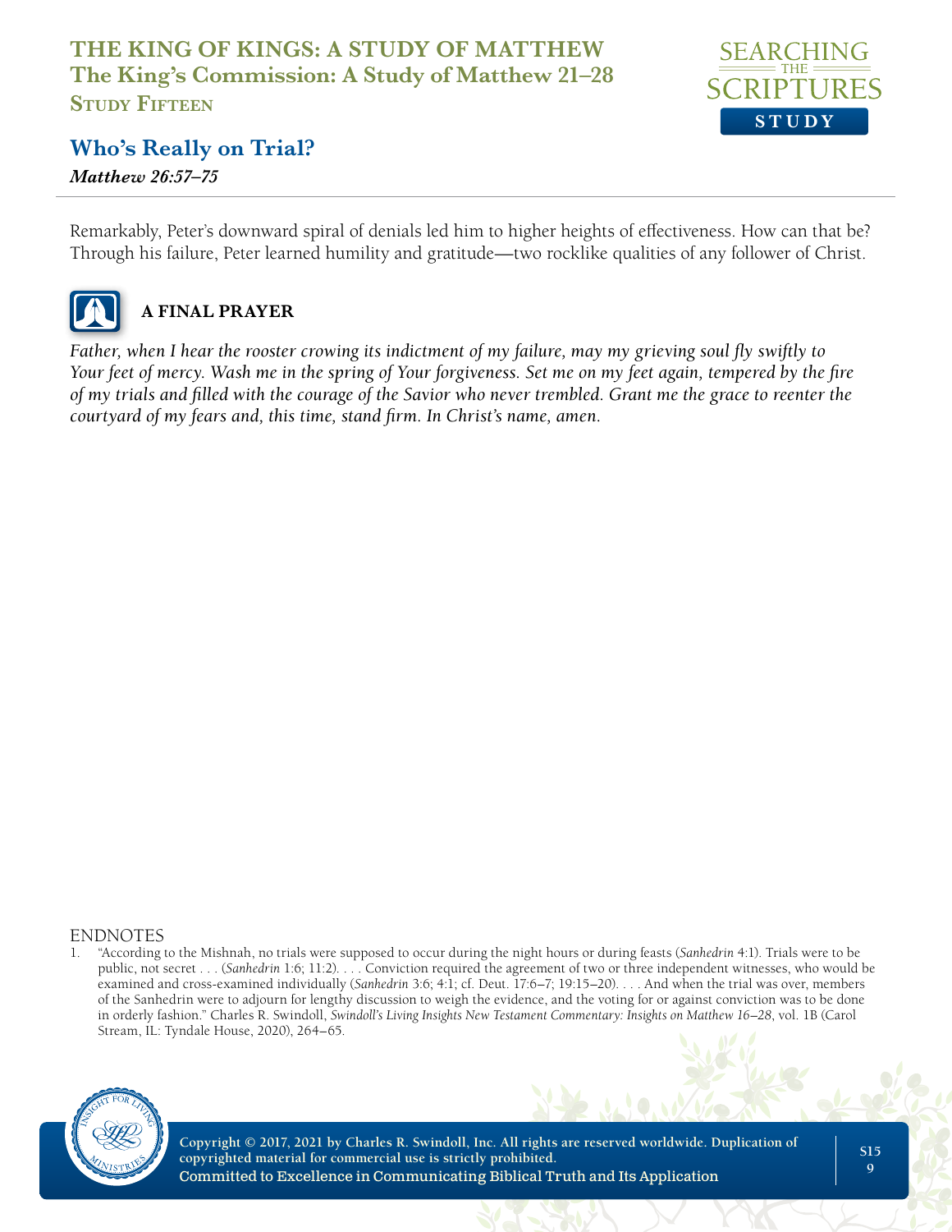Remarkably, Peter's downward spiral of denials led him to higher heights of effectiveness. How can that be? Through his failure, Peter learned humility and gratitude—two rocklike qualities of any follower of Christ.

## A FINAL PRAYER

*Father, when I hear the rooster crowing its indictment of my failure, may my grieving soul fly swiftly to Your feet of mercy. Wash me in the spring of Your forgiveness. Set me on my feet again, tempered by the fire of my trials and filled with the courage of the Savior who never trembled. Grant me the grace to reenter the courtyard of my fears and, this time, stand firm. In Christ's name, amen.*

ENDNOTES

1. "According to the Mishnah, no trials were supposed to occur during the night hours or during feasts (*Sanhedrin* 4:1). Trials were to be public, not secret . . . (*Sanhedrin* 1:6; 11:2). . . . Conviction required the agreement of two or three independent witnesses, who would be examined and cross-examined individually (*Sanhedrin* 3:6; 4:1; cf. Deut. 17:6–7; 19:15–20). . . . And when the trial was over, members of the Sanhedrin were to adjourn for lengthy discussion to weigh the evidence, and the voting for or against conviction was to be done in orderly fashion." Charles R. Swindoll, *Swindoll's Living Insights New Testament Commentary: Insights on Matthew 16–28*, vol. 1B (Carol Stream, IL: Tyndale House, 2020), 264–65.